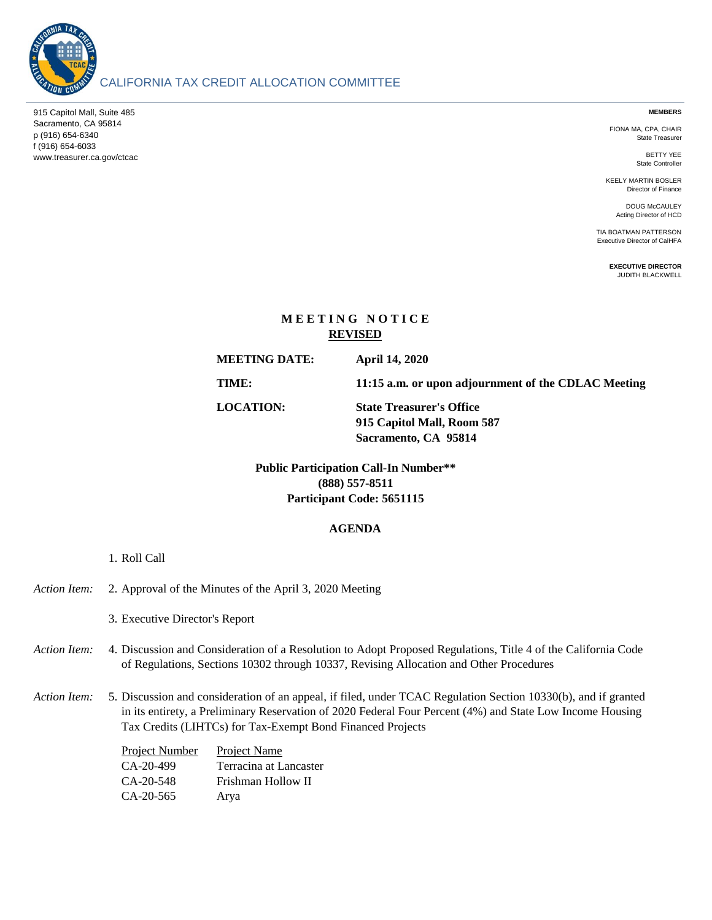CALIFORNIA TAX CREDIT ALLOCATION COMMITTEE

915 Capitol Mall, Suite 485
Sacramento, CA 95814
p (916) 654-6340
f (916) 654-6033
www.treasurer.ca.gov/ctcac

**MEMBERS**

FIONA MA, CPA, CHAIR
State Treasurer

BETTY YEE
State Controller

KEELY MARTIN BOSLER
Director of Finance

DOUG McCAULEY
Acting Director of HCD

TIA BOATMAN PATTERSON
Executive Director of CalHFA

**EXECUTIVE DIRECTOR**
JUDITH BLACKWELL

# MEETING NOTICE

**REVISED**

**MEETING DATE:** **April 14, 2020**

**TIME:** **11:15 a.m. or upon adjournment of the CDLAC Meeting**

**LOCATION:** **State Treasurer's Office**
**915 Capitol Mall, Room 587**
**Sacramento, CA 95814**

**Public Participation Call-In Number****
**(888) 557-8511**
**Participant Code: 5651115**

## AGENDA

1. Roll Call

*Action Item:* 2. Approval of the Minutes of the April 3, 2020 Meeting

3. Executive Director's Report

*Action Item:* 4. Discussion and Consideration of a Resolution to Adopt Proposed Regulations, Title 4 of the California Code of Regulations, Sections 10302 through 10337, Revising Allocation and Other Procedures

*Action Item:* 5. Discussion and consideration of an appeal, if filed, under TCAC Regulation Section 10330(b), and if granted in its entirety, a Preliminary Reservation of 2020 Federal Four Percent (4%) and State Low Income Housing Tax Credits (LIHTCs) for Tax-Exempt Bond Financed Projects

| Project Number | Project Name |
|---|---|
| CA-20-499 | Terracina at Lancaster |
| CA-20-548 | Frishman Hollow II |
| CA-20-565 | Arya |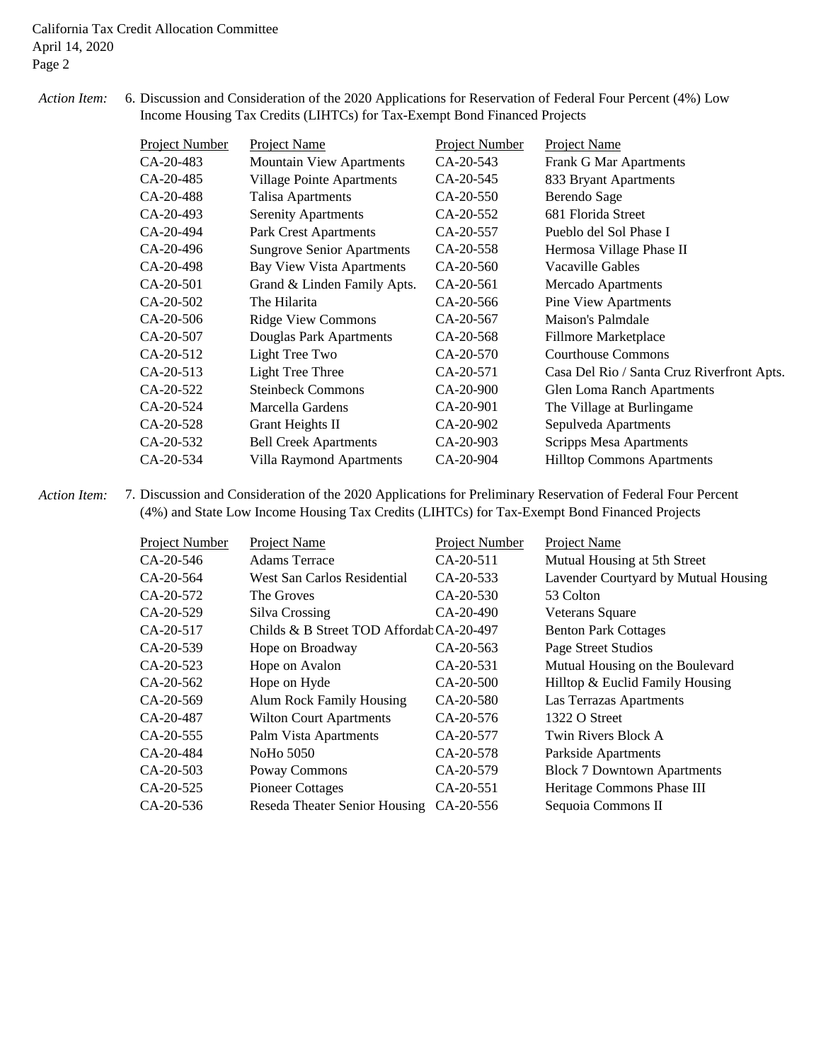*Action Item:* 6. Discussion and Consideration of the 2020 Applications for Reservation of Federal Four Percent (4%) Low Income Housing Tax Credits (LIHTCs) for Tax-Exempt Bond Financed Projects

| Project Number | Project Name | Project Number | Project Name |
|---|---|---|---|
| CA-20-483 | Mountain View Apartments | CA-20-543 | Frank G Mar Apartments |
| CA-20-485 | Village Pointe Apartments | CA-20-545 | 833 Bryant Apartments |
| CA-20-488 | Talisa Apartments | CA-20-550 | Berendo Sage |
| CA-20-493 | Serenity Apartments | CA-20-552 | 681 Florida Street |
| CA-20-494 | Park Crest Apartments | CA-20-557 | Pueblo del Sol Phase I |
| CA-20-496 | Sungrove Senior Apartments | CA-20-558 | Hermosa Village Phase II |
| CA-20-498 | Bay View Vista Apartments | CA-20-560 | Vacaville Gables |
| CA-20-501 | Grand & Linden Family Apts. | CA-20-561 | Mercado Apartments |
| CA-20-502 | The Hilarita | CA-20-566 | Pine View Apartments |
| CA-20-506 | Ridge View Commons | CA-20-567 | Maison's Palmdale |
| CA-20-507 | Douglas Park Apartments | CA-20-568 | Fillmore Marketplace |
| CA-20-512 | Light Tree Two | CA-20-570 | Courthouse Commons |
| CA-20-513 | Light Tree Three | CA-20-571 | Casa Del Rio / Santa Cruz Riverfront Apts. |
| CA-20-522 | Steinbeck Commons | CA-20-900 | Glen Loma Ranch Apartments |
| CA-20-524 | Marcella Gardens | CA-20-901 | The Village at Burlingame |
| CA-20-528 | Grant Heights II | CA-20-902 | Sepulveda Apartments |
| CA-20-532 | Bell Creek Apartments | CA-20-903 | Scripps Mesa Apartments |
| CA-20-534 | Villa Raymond Apartments | CA-20-904 | Hilltop Commons Apartments |

*Action Item:* 7. Discussion and Consideration of the 2020 Applications for Preliminary Reservation of Federal Four Percent (4%) and State Low Income Housing Tax Credits (LIHTCs) for Tax-Exempt Bond Financed Projects

| Project Number | Project Name | Project Number | Project Name |
|---|---|---|---|
| CA-20-546 | Adams Terrace | CA-20-511 | Mutual Housing at 5th Street |
| CA-20-564 | West San Carlos Residential | CA-20-533 | Lavender Courtyard by Mutual Housing |
| CA-20-572 | The Groves | CA-20-530 | 53 Colton |
| CA-20-529 | Silva Crossing | CA-20-490 | Veterans Square |
| CA-20-517 | Childs & B Street TOD Affordab | CA-20-497 | Benton Park Cottages |
| CA-20-539 | Hope on Broadway | CA-20-563 | Page Street Studios |
| CA-20-523 | Hope on Avalon | CA-20-531 | Mutual Housing on the Boulevard |
| CA-20-562 | Hope on Hyde | CA-20-500 | Hilltop & Euclid Family Housing |
| CA-20-569 | Alum Rock Family Housing | CA-20-580 | Las Terrazas Apartments |
| CA-20-487 | Wilton Court Apartments | CA-20-576 | 1322 O Street |
| CA-20-555 | Palm Vista Apartments | CA-20-577 | Twin Rivers Block A |
| CA-20-484 | NoHo 5050 | CA-20-578 | Parkside Apartments |
| CA-20-503 | Poway Commons | CA-20-579 | Block 7 Downtown Apartments |
| CA-20-525 | Pioneer Cottages | CA-20-551 | Heritage Commons Phase III |
| CA-20-536 | Reseda Theater Senior Housing | CA-20-556 | Sequoia Commons II |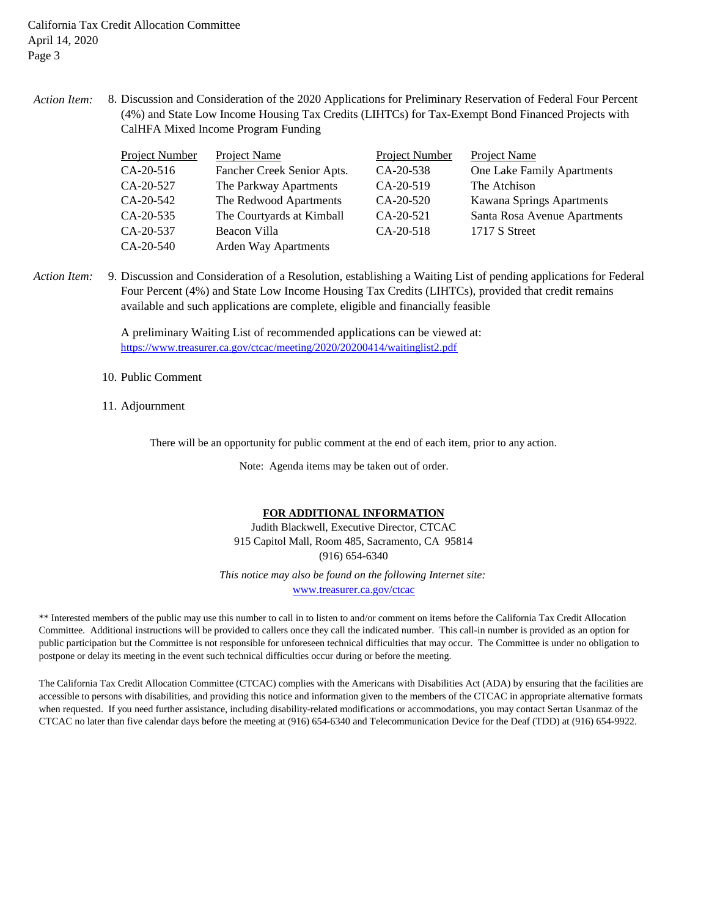*Action Item:* 8. Discussion and Consideration of the 2020 Applications for Preliminary Reservation of Federal Four Percent (4%) and State Low Income Housing Tax Credits (LIHTCs) for Tax-Exempt Bond Financed Projects with CalHFA Mixed Income Program Funding

| Project Number | Project Name | Project Number | Project Name |
|---|---|---|---|
| CA-20-516 | Fancher Creek Senior Apts. | CA-20-538 | One Lake Family Apartments |
| CA-20-527 | The Parkway Apartments | CA-20-519 | The Atchison |
| CA-20-542 | The Redwood Apartments | CA-20-520 | Kawana Springs Apartments |
| CA-20-535 | The Courtyards at Kimball | CA-20-521 | Santa Rosa Avenue Apartments |
| CA-20-537 | Beacon Villa | CA-20-518 | 1717 S Street |
| CA-20-540 | Arden Way Apartments | | |

*Action Item:* 9. Discussion and Consideration of a Resolution, establishing a Waiting List of pending applications for Federal Four Percent (4%) and State Low Income Housing Tax Credits (LIHTCs), provided that credit remains available and such applications are complete, eligible and financially feasible

A preliminary Waiting List of recommended applications can be viewed at:
https://www.treasurer.ca.gov/ctcac/meeting/2020/20200414/waitinglist2.pdf

10. Public Comment

11. Adjournment

There will be an opportunity for public comment at the end of each item, prior to any action.

Note: Agenda items may be taken out of order.

**FOR ADDITIONAL INFORMATION**

Judith Blackwell, Executive Director, CTCAC
915 Capitol Mall, Room 485, Sacramento, CA 95814
(916) 654-6340

*This notice may also be found on the following Internet site:*
www.treasurer.ca.gov/ctcac

** Interested members of the public may use this number to call in to listen to and/or comment on items before the California Tax Credit Allocation Committee. Additional instructions will be provided to callers once they call the indicated number. This call-in number is provided as an option for public participation but the Committee is not responsible for unforeseen technical difficulties that may occur. The Committee is under no obligation to postpone or delay its meeting in the event such technical difficulties occur during or before the meeting.

The California Tax Credit Allocation Committee (CTCAC) complies with the Americans with Disabilities Act (ADA) by ensuring that the facilities are accessible to persons with disabilities, and providing this notice and information given to the members of the CTCAC in appropriate alternative formats when requested. If you need further assistance, including disability-related modifications or accommodations, you may contact Sertan Usanmaz of the CTCAC no later than five calendar days before the meeting at (916) 654-6340 and Telecommunication Device for the Deaf (TDD) at (916) 654-9922.